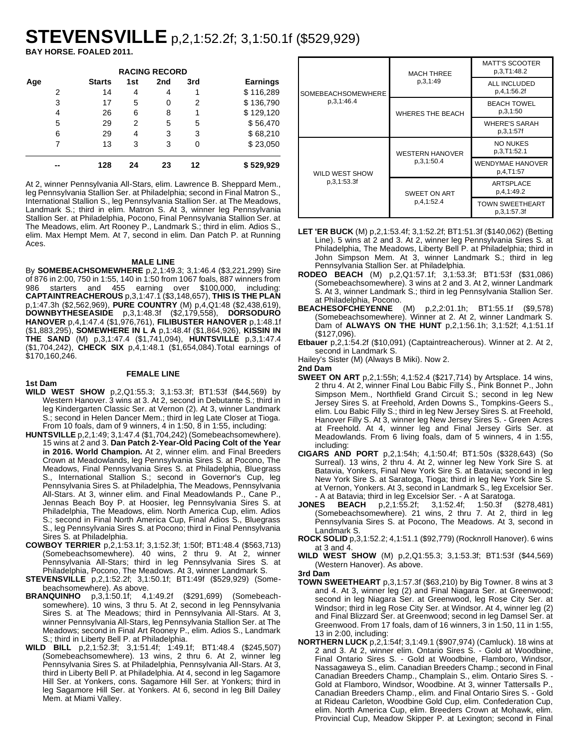# STEVENSVILLE p,2,1:52.2f; 3,1:50.1f ($529,929)

**BAY HORSE. FOALED 2011.**

**RACING RECORD**

| Age | Starts | 1st | 2nd | 3rd | Earnings |
|---|---|---|---|---|---|
| 2 | 14 | 4 | 4 | 1 | $ 116,289 |
| 3 | 17 | 5 | 0 | 2 | $ 136,790 |
| 4 | 26 | 6 | 8 | 1 | $ 129,120 |
| 5 | 29 | 2 | 5 | 5 | $ 56,470 |
| 6 | 29 | 4 | 3 | 3 | $ 68,210 |
| 7 | 13 | 3 | 3 | 0 | $ 23,050 |
| -- | 128 | 24 | 23 | 12 | $ 529,929 |

At 2, winner Pennsylvania All-Stars, elim. Lawrence B. Sheppard Mem., leg Pennsylvania Stallion Ser. at Philadelphia; second in Final Matron S., International Stallion S., leg Pennsylvania Stallion Ser. at The Meadows, Landmark S.; third in elim. Matron S. At 3, winner leg Pennsylvania Stallion Ser. at Philadelphia, Pocono, Final Pennsylvania Stallion Ser. at The Meadows, elim. Art Rooney P., Landmark S.; third in elim. Adios S., elim. Max Hempt Mem. At 7, second in elim. Dan Patch P. at Running Aces.

| | | |
|---|---|---|
| SOMEBEACHSOMEWHERE p,3,1:46.4 | MACH THREE p,3,1:49 | MATT'S SCOOTER p,3,T1:48.2 |
| | | ALL INCLUDED p,4,1:56.2f |
| | WHERES THE BEACH | BEACH TOWEL p,3,1:50 |
| | | WHERE'S SARAH p,3,1:57f |
| WILD WEST SHOW p,3,1:53.3f | WESTERN HANOVER p,3,1:50.4 | NO NUKES p,3,T1:52.1 |
| | | WENDYMAE HANOVER p,4,T1:57 |
| | SWEET ON ART p,4,1:52.4 | ARTSPLACE p,4,1:49.2 |
| | | TOWN SWEETHEART p,3,1:57.3f |

### MALE LINE

By **SOMEBEACHSOMEWHERE** p,2,1:49.3; 3,1:46.4 ($3,221,299) Sire of 876 in 2:00, 750 in 1:55, 140 in 1:50 from 1067 foals, 887 winners from 986 starters and 455 earning over $100,000, including: **CAPTAINTREACHEROUS** p,3,1:47.1 ($3,148,657), **THIS IS THE PLAN** p,1:47.3h ($2,562,969), **PURE COUNTRY** (M) p,4,Q1:48 ($2,438,619), **DOWNBYTHESEASIDE** p,3,1:48.3f ($2,179,558), **DORSODURO HANOVER** p,4,1:47.4 ($1,976,761), **FILIBUSTER HANOVER** p,1:48.1f ($1,883,295), **SOMEWHERE IN L A** p,1:48.4f ($1,864,926), **KISSIN IN THE SAND** (M) p,3,1:47.4 ($1,741,094), **HUNTSVILLE** p,3,1:47.4 ($1,704,242), **CHECK SIX** p,4,1:48.1 ($1,654,084).Total earnings of $170,160,246.

### FEMALE LINE

**1st Dam**

**WILD WEST SHOW** p,2,Q1:55.3; 3,1:53.3f; BT1:53f ($44,569) by Western Hanover. 3 wins at 3. At 2, second in Debutante S.; third in leg Kindergarten Classic Ser. at Vernon (2). At 3, winner Landmark S.; second in Helen Dancer Mem.; third in leg Late Closer at Tioga. From 10 foals, dam of 9 winners, 4 in 1:50, 8 in 1:55, including:

**HUNTSVILLE** p,2,1:49; 3,1:47.4 ($1,704,242) (Somebeachsomewhere). 15 wins at 2 and 3. **Dan Patch 2-Year-Old Pacing Colt of the Year in 2016. World Champion.** At 2, winner elim. and Final Breeders Crown at Meadowlands, leg Pennsylvania Sires S. at Pocono, The Meadows, Final Pennsylvania Sires S. at Philadelphia, Bluegrass S., International Stallion S.; second in Governor's Cup, leg Pennsylvania Sires S. at Philadelphia, The Meadows, Pennsylvania All-Stars. At 3, winner elim. and Final Meadowlands P., Cane P., Jennas Beach Boy P. at Hoosier, leg Pennsylvania Sires S. at Philadelphia, The Meadows, elim. North America Cup, elim. Adios S.; second in Final North America Cup, Final Adios S., Bluegrass S., leg Pennsylvania Sires S. at Pocono; third in Final Pennsylvania Sires S. at Philadelphia.

**COWBOY TERRIER** p,2,1:53.1f; 3,1:52.3f; 1:50f; BT1:48.4 ($563,713) (Somebeachsomewhere). 40 wins, 2 thru 9. At 2, winner Pennsylvania All-Stars; third in leg Pennsylvania Sires S. at Philadelphia, Pocono, The Meadows. At 3, winner Landmark S.

**STEVENSVILLE** p,2,1:52.2f; 3,1:50.1f; BT1:49f ($529,929) (Somebeachsomewhere). As above.

**BRANQUINHO** p,3,1:50.1f; 4,1:49.2f ($291,699) (Somebeachsomewhere). 10 wins, 3 thru 5. At 2, second in leg Pennsylvania Sires S. at The Meadows; third in Pennsylvania All-Stars. At 3, winner Pennsylvania All-Stars, leg Pennsylvania Stallion Ser. at The Meadows; second in Final Art Rooney P., elim. Adios S., Landmark S.; third in Liberty Bell P. at Philadelphia.

**WILD BILL** p,2,1:52.3f; 3,1:51.4f; 1:49.1f; BT1:48.4 ($245,507) (Somebeachsomewhere). 13 wins, 2 thru 6. At 2, winner leg Pennsylvania Sires S. at Philadelphia, Pennsylvania All-Stars. At 3, third in Liberty Bell P. at Philadelphia. At 4, second in leg Sagamore Hill Ser. at Yonkers, cons. Sagamore Hill Ser. at Yonkers; third in leg Sagamore Hill Ser. at Yonkers. At 6, second in leg Bill Dailey Mem. at Miami Valley.

**LET 'ER BUCK** (M) p,2,1:53.4f; 3,1:52.2f; BT1:51.3f ($140,062) (Betting Line). 5 wins at 2 and 3. At 2, winner leg Pennsylvania Sires S. at Philadelphia, The Meadows, Liberty Bell P. at Philadelphia; third in John Simpson Mem. At 3, winner Landmark S.; third in leg Pennsylvania Stallion Ser. at Philadelphia.

**RODEO BEACH** (M) p,2,Q1:57.1f; 3,1:53.3f; BT1:53f ($31,086) (Somebeachsomewhere). 3 wins at 2 and 3. At 2, winner Landmark S. At 3, winner Landmark S.; third in leg Pennsylvania Stallion Ser. at Philadelphia, Pocono.

**BEACHESOFCHEYENNE** (M) p,2,2:01.1h; BT1:55.1f ($9,578) (Somebeachsomewhere). Winner at 2. At 2, winner Landmark S. Dam of **ALWAYS ON THE HUNT** p,2,1:56.1h; 3,1:52f; 4,1:51.1f ($127,096).

**Etbauer** p,2,1:54.2f ($10,091) (Captaintreacherous). Winner at 2. At 2, second in Landmark S.

Hailey's Sister (M) (Always B Miki). Now 2.

**2nd Dam**

**SWEET ON ART** p,2,1:55h; 4,1:52.4 ($217,714) by Artsplace. 14 wins, 2 thru 4. At 2, winner Final Lou Babic Filly S., Pink Bonnet P., John Simpson Mem., Northfield Grand Circuit S.; second in leg New Jersey Sires S. at Freehold, Arden Downs S., Tompkins-Geers S., elim. Lou Babic Filly S.; third in leg New Jersey Sires S. at Freehold, Hanover Filly S. At 3, winner leg New Jersey Sires S. - Green Acres at Freehold. At 4, winner leg and Final Jersey Girls Ser. at Meadowlands. From 6 living foals, dam of 5 winners, 4 in 1:55, including:

**CIGARS AND PORT** p,2,1:54h; 4,1:50.4f; BT1:50s ($328,643) (So Surreal). 13 wins, 2 thru 4. At 2, winner leg New York Sire S. at Batavia, Yonkers, Final New York Sire S. at Batavia; second in leg New York Sire S. at Saratoga, Tioga; third in leg New York Sire S. at Vernon, Yonkers. At 3, second in Landmark S., leg Excelsior Ser. - A at Batavia; third in leg Excelsior Ser. - A at Saratoga.

**JONES BEACH** p,2,1:55.2f; 3,1:52.4f; 1:50.3f ($278,481) (Somebeachsomewhere). 21 wins, 2 thru 7. At 2, third in leg Pennsylvania Sires S. at Pocono, The Meadows. At 3, second in Landmark S.

**ROCK SOLID** p,3,1:52.2; 4,1:51.1 ($92,779) (Rocknroll Hanover). 6 wins at 3 and 4.

**WILD WEST SHOW** (M) p,2,Q1:55.3; 3,1:53.3f; BT1:53f ($44,569) (Western Hanover). As above.

**3rd Dam**

**TOWN SWEETHEART** p,3,1:57.3f ($63,210) by Big Towner. 8 wins at 3 and 4. At 3, winner leg (2) and Final Niagara Ser. at Greenwood; second in leg Niagara Ser. at Greenwood, leg Rose City Ser. at Windsor; third in leg Rose City Ser. at Windsor. At 4, winner leg (2) and Final Blizzard Ser. at Greenwood; second in leg Damsel Ser. at Greenwood. From 17 foals, dam of 16 winners, 3 in 1:50, 11 in 1:55, 13 in 2:00, including:

**NORTHERN LUCK** p,2,1:54f; 3,1:49.1 ($907,974) (Camluck). 18 wins at 2 and 3. At 2, winner elim. Ontario Sires S. - Gold at Woodbine, Final Ontario Sires S. - Gold at Woodbine, Flamboro, Windsor, Nassagaweya S., elim. Canadian Breeders Champ.; second in Final Canadian Breeders Champ., Champlain S., elim. Ontario Sires S. - Gold at Flamboro, Windsor, Woodbine. At 3, winner Tattersalls P., Canadian Breeders Champ., elim. and Final Ontario Sires S. - Gold at Rideau Carleton, Woodbine Gold Cup, elim. Confederation Cup, elim. North America Cup, elim. Breeders Crown at Mohawk, elim. Provincial Cup, Meadow Skipper P. at Lexington; second in Final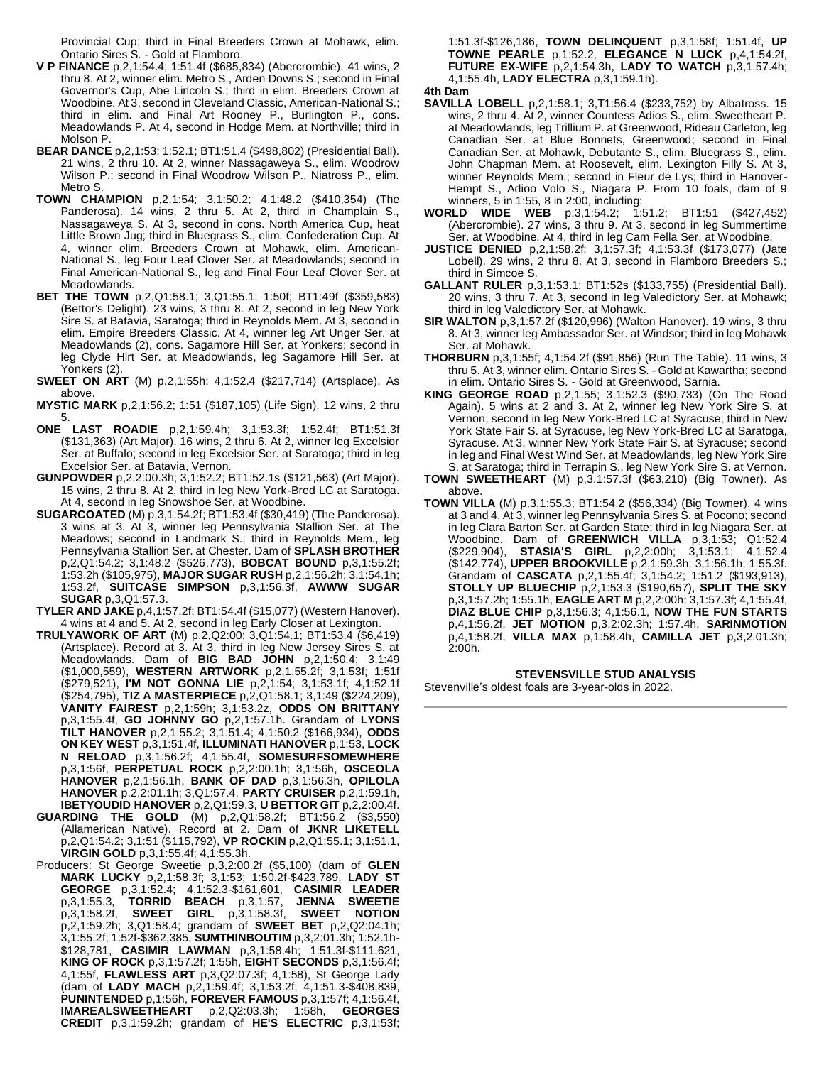Provincial Cup; third in Final Breeders Crown at Mohawk, elim. Ontario Sires S. - Gold at Flamboro.

**V P FINANCE** p,2,1:54.4; 1:51.4f ($685,834) (Abercrombie). 41 wins, 2 thru 8. At 2, winner elim. Metro S., Arden Downs S.; second in Final Governor's Cup, Abe Lincoln S.; third in elim. Breeders Crown at Woodbine. At 3, second in Cleveland Classic, American-National S.; third in elim. and Final Art Rooney P., Burlington P., cons. Meadowlands P. At 4, second in Hodge Mem. at Northville; third in Molson P.

**BEAR DANCE** p,2,1:53; 1:52.1; BT1:51.4 ($498,802) (Presidential Ball). 21 wins, 2 thru 10. At 2, winner Nassagaweya S., elim. Woodrow Wilson P.; second in Final Woodrow Wilson P., Niatross P., elim. Metro S.

**TOWN CHAMPION** p,2,1:54; 3,1:50.2; 4,1:48.2 ($410,354) (The Panderosa). 14 wins, 2 thru 5. At 2, third in Champlain S., Nassagaweya S. At 3, second in cons. North America Cup, heat Little Brown Jug; third in Bluegrass S., elim. Confederation Cup. At 4, winner elim. Breeders Crown at Mohawk, elim. American-National S., leg Four Leaf Clover Ser. at Meadowlands; second in Final American-National S., leg and Final Four Leaf Clover Ser. at Meadowlands.

**BET THE TOWN** p,2,Q1:58.1; 3,Q1:55.1; 1:50f; BT1:49f ($359,583) (Bettor's Delight). 23 wins, 3 thru 8. At 2, second in leg New York Sire S. at Batavia, Saratoga; third in Reynolds Mem. At 3, second in elim. Empire Breeders Classic. At 4, winner leg Art Unger Ser. at Meadowlands (2), cons. Sagamore Hill Ser. at Yonkers; second in leg Clyde Hirt Ser. at Meadowlands, leg Sagamore Hill Ser. at Yonkers (2).

**SWEET ON ART** (M) p,2,1:55h; 4,1:52.4 ($217,714) (Artsplace). As above.

**MYSTIC MARK** p,2,1:56.2; 1:51 ($187,105) (Life Sign). 12 wins, 2 thru 5.

**ONE LAST ROADIE** p,2,1:59.4h; 3,1:53.3f; 1:52.4f; BT1:51.3f ($131,363) (Art Major). 16 wins, 2 thru 6. At 2, winner leg Excelsior Ser. at Buffalo; second in leg Excelsior Ser. at Saratoga; third in leg Excelsior Ser. at Batavia, Vernon.

**GUNPOWDER** p,2,2:00.3h; 3,1:52.2; BT1:52.1s ($121,563) (Art Major). 15 wins, 2 thru 8. At 2, third in leg New York-Bred LC at Saratoga. At 4, second in leg Snowshoe Ser. at Woodbine.

**SUGARCOATED** (M) p,3,1:54.2f; BT1:53.4f ($30,419) (The Panderosa). 3 wins at 3. At 3, winner leg Pennsylvania Stallion Ser. at The Meadows; second in Landmark S.; third in Reynolds Mem., leg Pennsylvania Stallion Ser. at Chester. Dam of **SPLASH BROTHER** p,2,Q1:54.2; 3,1:48.2 ($526,773), **BOBCAT BOUND** p,3,1:55.2f; 1:53.2h ($105,975), **MAJOR SUGAR RUSH** p,2,1:56.2h; 3,1:54.1h; 1:53.2f, **SUITCASE SIMPSON** p,3,1:56.3f, **AWWW SUGAR SUGAR** p,3,Q1:57.3.

**TYLER AND JAKE** p,4,1:57.2f; BT1:54.4f ($15,077) (Western Hanover). 4 wins at 4 and 5. At 2, second in leg Early Closer at Lexington.

**TRULYAWORK OF ART** (M) p,2,Q2:00; 3,Q1:54.1; BT1:53.4 ($6,419) (Artsplace). Record at 3. At 3, third in leg New Jersey Sires S. at Meadowlands. Dam of **BIG BAD JOHN** p,2,1:50.4; 3,1:49 ($1,000,559), **WESTERN ARTWORK** p,2,1:55.2f; 3,1:53f; 1:51f ($279,521), **I'M NOT GONNA LIE** p,2,1:54; 3,1:53.1f; 4,1:52.1f ($254,795), **TIZ A MASTERPIECE** p,2,Q1:58.1; 3,1:49 ($224,209), **VANITY FAIREST** p,2,1:59h; 3,1:53.2z, **ODDS ON BRITTANY** p,3,1:55.4f, **GO JOHNNY GO** p,2,1:57.1h. Grandam of **LYONS TILT HANOVER** p,2,1:55.2; 3,1:51.4; 4,1:50.2 ($166,934), **ODDS ON KEY WEST** p,3,1:51.4f, **ILLUMINATI HANOVER** p,1:53, **LOCK N RELOAD** p,3,1:56.2f; 4,1:55.4f, **SOMESURFSOMEWHERE** p,3,1:56f, **PERPETUAL ROCK** p,2,2:00.1h; 3,1:56h, **OSCEOLA HANOVER** p,2,1:56.1h, **BANK OF DAD** p,3,1:56.3h, **OPILOLA HANOVER** p,2,2:01.1h; 3,Q1:57.4, **PARTY CRUISER** p,2,1:59.1h, **IBETYOUDID HANOVER** p,2,Q1:59.3, **U BETTOR GIT** p,2,2:00.4f.

**GUARDING THE GOLD** (M) p,2,Q1:58.2f; BT1:56.2 ($3,550) (Allamerican Native). Record at 2. Dam of **JKNR LIKETELL** p,2,Q1:54.2; 3,1:51 ($115,792), **VP ROCKIN** p,2,Q1:55.1; 3,1:51.1, **VIRGIN GOLD** p,3,1:55.4f; 4,1:55.3h.

Producers: St George Sweetie p,3,2:00.2f ($5,100) (dam of **GLEN MARK LUCKY** p,2,1:58.3f; 3,1:53; 1:50.2f-$423,789, **LADY ST GEORGE** p,3,1:52.4; 4,1:52.3-$161,601, **CASIMIR LEADER** p,3,1:55.3, **TORRID BEACH** p,3,1:57, **JENNA SWEETIE** p,3,1:58.2f, **SWEET GIRL** p,3,1:58.3f, **SWEET NOTION** p,2,1:59.2h; 3,Q1:58.4; grandam of **SWEET BET** p,2,Q2:04.1h; 3,1:55.2f; 1:52f-$362,385, **SUMTHINBOUTIM** p,3,2:01.3h; 1:52.1h-$128,781, **CASIMIR LAWMAN** p,3,1:58.4h; 1:51.3f-$111,621, **KING OF ROCK** p,3,1:57.2f; 1:55h, **EIGHT SECONDS** p,3,1:56.4f; 4,1:55f, **FLAWLESS ART** p,3,Q2:07.3f; 4,1:58), St George Lady (dam of **LADY MACH** p,2,1:59.4f; 3,1:53.2f; 4,1:51.3-$408,839, **PUNINTENDED** p,1:56h, **FOREVER FAMOUS** p,3,1:57f; 4,1:56.4f, **IMAREALSWEETHEART** p,2,Q2:03.3h; 1:58h, **GEORGES CREDIT** p,3,1:59.2h; grandam of **HE'S ELECTRIC** p,3,1:53f; 1:51.3f-$126,186, **TOWN DELINQUENT** p,3,1:58f; 1:51.4f, **UP TOWNE PEARLE** p,1:52.2, **ELEGANCE N LUCK** p,4,1:54.2f, **FUTURE EX-WIFE** p,2,1:54.3h, **LADY TO WATCH** p,3,1:57.4h; 4,1:55.4h, **LADY ELECTRA** p,3,1:59.1h).

**4th Dam**

**SAVILLA LOBELL** p,2,1:58.1; 3,T1:56.4 ($233,752) by Albatross. 15 wins, 2 thru 4. At 2, winner Countess Adios S., elim. Sweetheart P. at Meadowlands, leg Trillium P. at Greenwood, Rideau Carleton, leg Canadian Ser. at Blue Bonnets, Greenwood; second in Final Canadian Ser. at Mohawk, Debutante S., elim. Bluegrass S., elim. John Chapman Mem. at Roosevelt, elim. Lexington Filly S. At 3, winner Reynolds Mem.; second in Fleur de Lys; third in Hanover-Hempt S., Adioo Volo S., Niagara P. From 10 foals, dam of 9 winners, 5 in 1:55, 8 in 2:00, including:

**WORLD WIDE WEB** p,3,1:54.2; 1:51.2; BT1:51 ($427,452) (Abercrombie). 27 wins, 3 thru 9. At 3, second in leg Summertime Ser. at Woodbine. At 4, third in leg Cam Fella Ser. at Woodbine.

**JUSTICE DENIED** p,2,1:58.2f; 3,1:57.3f; 4,1:53.3f ($173,077) (Jate Lobell). 29 wins, 2 thru 8. At 3, second in Flamboro Breeders S.; third in Simcoe S.

**GALLANT RULER** p,3,1:53.1; BT1:52s ($133,755) (Presidential Ball). 20 wins, 3 thru 7. At 3, second in leg Valedictory Ser. at Mohawk; third in leg Valedictory Ser. at Mohawk.

**SIR WALTON** p,3,1:57.2f ($120,996) (Walton Hanover). 19 wins, 3 thru 8. At 3, winner leg Ambassador Ser. at Windsor; third in leg Mohawk Ser. at Mohawk.

**THORBURN** p,3,1:55f; 4,1:54.2f ($91,856) (Run The Table). 11 wins, 3 thru 5. At 3, winner elim. Ontario Sires S. - Gold at Kawartha; second in elim. Ontario Sires S. - Gold at Greenwood, Sarnia.

**KING GEORGE ROAD** p,2,1:55; 3,1:52.3 ($90,733) (On The Road Again). 5 wins at 2 and 3. At 2, winner leg New York Sire S. at Vernon; second in leg New York-Bred LC at Syracuse; third in New York State Fair S. at Syracuse, leg New York-Bred LC at Saratoga, Syracuse. At 3, winner New York State Fair S. at Syracuse; second in leg and Final West Wind Ser. at Meadowlands, leg New York Sire S. at Saratoga; third in Terrapin S., leg New York Sire S. at Vernon.

**TOWN SWEETHEART** (M) p,3,1:57.3f ($63,210) (Big Towner). As above.

**TOWN VILLA** (M) p,3,1:55.3; BT1:54.2 ($56,334) (Big Towner). 4 wins at 3 and 4. At 3, winner leg Pennsylvania Sires S. at Pocono; second in leg Clara Barton Ser. at Garden State; third in leg Niagara Ser. at Woodbine. Dam of **GREENWICH VILLA** p,3,1:53; Q1:52.4 ($229,904), **STASIA'S GIRL** p,2,2:00h; 3,1:53.1; 4,1:52.4 ($142,774), **UPPER BROOKVILLE** p,2,1:59.3h; 3,1:56.1h; 1:55.3f. Grandam of **CASCATA** p,2,1:55.4f; 3,1:54.2; 1:51.2 ($193,913), **STOLLY UP BLUECHIP** p,2,1:53.3 ($190,657), **SPLIT THE SKY** p,3,1:57.2h; 1:55.1h, **EAGLE ART M** p,2,2:00h; 3,1:57.3f; 4,1:55.4f, **DIAZ BLUE CHIP** p,3,1:56.3; 4,1:56.1, **NOW THE FUN STARTS** p,4,1:56.2f, **JET MOTION** p,3,2:02.3h; 1:57.4h, **SARINMOTION** p,4,1:58.2f, **VILLA MAX** p,1:58.4h, **CAMILLA JET** p,3,2:01.3h; 2:00h.

### STEVENSVILLE STUD ANALYSIS

Stevenville's oldest foals are 3-year-olds in 2022.